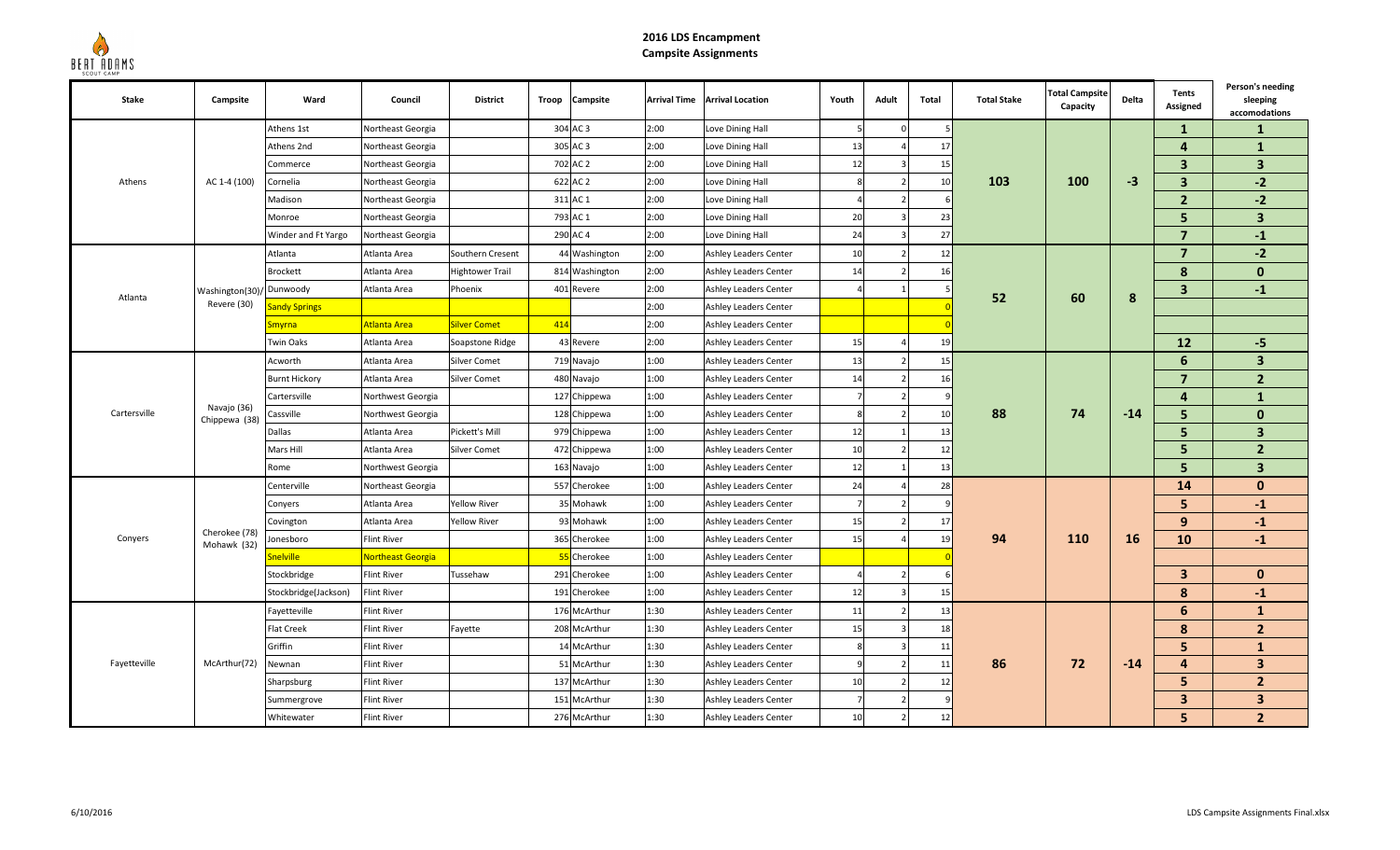# 2016 LDS Encampment

## Campsite Assignments

| Stake | Campsite | Ward | Council | District | Troop | Campsite | Arrival Time | Arrival Location | Youth | Adult | Total | Total Stake | Total Campsite Capacity | Delta | Tents Assigned | Person's needing sleeping accomodations |
|---|---|---|---|---|---|---|---|---|---|---|---|---|---|---|---|---|
| Athens | AC 1-4 (100) | Athens 1st | Northeast Georgia | | 304 | AC 3 | 2:00 | Love Dining Hall | 5 | 0 | 5 | 103 | 100 | -3 | 1 | 1 |
| | | Athens 2nd | Northeast Georgia | | 305 | AC 3 | 2:00 | Love Dining Hall | 13 | 4 | 17 | | | | 4 | 1 |
| | | Commerce | Northeast Georgia | | 702 | AC 2 | 2:00 | Love Dining Hall | 12 | 3 | 15 | | | | 3 | 3 |
| | | Cornelia | Northeast Georgia | | 622 | AC 2 | 2:00 | Love Dining Hall | 8 | 2 | 10 | | | | 3 | -2 |
| | | Madison | Northeast Georgia | | 311 | AC 1 | 2:00 | Love Dining Hall | 4 | 2 | 6 | | | | 2 | -2 |
| | | Monroe | Northeast Georgia | | 793 | AC 1 | 2:00 | Love Dining Hall | 20 | 3 | 23 | | | | 5 | 3 |
| | | Winder and Ft Yargo | Northeast Georgia | | 290 | AC 4 | 2:00 | Love Dining Hall | 24 | 3 | 27 | | | | 7 | -1 |
| Atlanta | Washington(30)/ Revere (30) | Atlanta | Atlanta Area | Southern Cresent | 44 | Washington | 2:00 | Ashley Leaders Center | 10 | 2 | 12 | 52 | 60 | 8 | 7 | -2 |
| | | Brockett | Atlanta Area | Hightower Trail | 814 | Washington | 2:00 | Ashley Leaders Center | 14 | 2 | 16 | | | | 8 | 0 |
| | | Dunwoody | Atlanta Area | Phoenix | 401 | Revere | 2:00 | Ashley Leaders Center | 4 | 1 | 5 | | | | 3 | -1 |
| | | Sandy Springs | | | | | 2:00 | Ashley Leaders Center | | | 0 | | | | | |
| | | Smyrna | Atlanta Area | Silver Comet | 414 | | 2:00 | Ashley Leaders Center | | | 0 | | | | | |
| | | Twin Oaks | Atlanta Area | Soapstone Ridge | 43 | Revere | 2:00 | Ashley Leaders Center | 15 | 4 | 19 | | | | 12 | -5 |
| Cartersville | Navajo (36) Chippewa (38) | Acworth | Atlanta Area | Silver Comet | 719 | Navajo | 1:00 | Ashley Leaders Center | 13 | 2 | 15 | 88 | 74 | -14 | 6 | 3 |
| | | Burnt Hickory | Atlanta Area | Silver Comet | 480 | Navajo | 1:00 | Ashley Leaders Center | 14 | 2 | 16 | | | | 7 | 2 |
| | | Cartersville | Northwest Georgia | | 127 | Chippewa | 1:00 | Ashley Leaders Center | 7 | 2 | 9 | | | | 4 | 1 |
| | | Cassville | Northwest Georgia | | 128 | Chippewa | 1:00 | Ashley Leaders Center | 8 | 2 | 10 | | | | 5 | 0 |
| | | Dallas | Atlanta Area | Pickett's Mill | 979 | Chippewa | 1:00 | Ashley Leaders Center | 12 | 1 | 13 | | | | 5 | 3 |
| | | Mars Hill | Atlanta Area | Silver Comet | 472 | Chippewa | 1:00 | Ashley Leaders Center | 10 | 2 | 12 | | | | 5 | 2 |
| | | Rome | Northwest Georgia | | 163 | Navajo | 1:00 | Ashley Leaders Center | 12 | 1 | 13 | | | | 5 | 3 |
| Conyers | Cherokee (78) Mohawk (32) | Centerville | Northeast Georgia | | 557 | Cherokee | 1:00 | Ashley Leaders Center | 24 | 4 | 28 | 94 | 110 | 16 | 14 | 0 |
| | | Conyers | Atlanta Area | Yellow River | 35 | Mohawk | 1:00 | Ashley Leaders Center | 7 | 2 | 9 | | | | 5 | -1 |
| | | Covington | Atlanta Area | Yellow River | 93 | Mohawk | 1:00 | Ashley Leaders Center | 15 | 2 | 17 | | | | 9 | -1 |
| | | Jonesboro | Flint River | | 365 | Cherokee | 1:00 | Ashley Leaders Center | 15 | 4 | 19 | | | | 10 | -1 |
| | | Snelville | Northeast Georgia | | 55 | Cherokee | 1:00 | Ashley Leaders Center | | | 0 | | | | | |
| | | Stockbridge | Flint River | Tussehaw | 291 | Cherokee | 1:00 | Ashley Leaders Center | 4 | 2 | 6 | | | | 3 | 0 |
| | | Stockbridge(Jackson) | Flint River | | 191 | Cherokee | 1:00 | Ashley Leaders Center | 12 | 3 | 15 | | | | 8 | -1 |
| Fayetteville | McArthur(72) | Fayetteville | Flint River | | 176 | McArthur | 1:30 | Ashley Leaders Center | 11 | 2 | 13 | 86 | 72 | -14 | 6 | 1 |
| | | Flat Creek | Flint River | Fayette | 208 | McArthur | 1:30 | Ashley Leaders Center | 15 | 3 | 18 | | | | 8 | 2 |
| | | Griffin | Flint River | | 14 | McArthur | 1:30 | Ashley Leaders Center | 8 | 3 | 11 | | | | 5 | 1 |
| | | Newnan | Flint River | | 51 | McArthur | 1:30 | Ashley Leaders Center | 9 | 2 | 11 | | | | 4 | 3 |
| | | Sharpsburg | Flint River | | 137 | McArthur | 1:30 | Ashley Leaders Center | 10 | 2 | 12 | | | | 5 | 2 |
| | | Summergrove | Flint River | | 151 | McArthur | 1:30 | Ashley Leaders Center | 7 | 2 | 9 | | | | 3 | 3 |
| | | Whitewater | Flint River | | 276 | McArthur | 1:30 | Ashley Leaders Center | 10 | 2 | 12 | | | | 5 | 2 |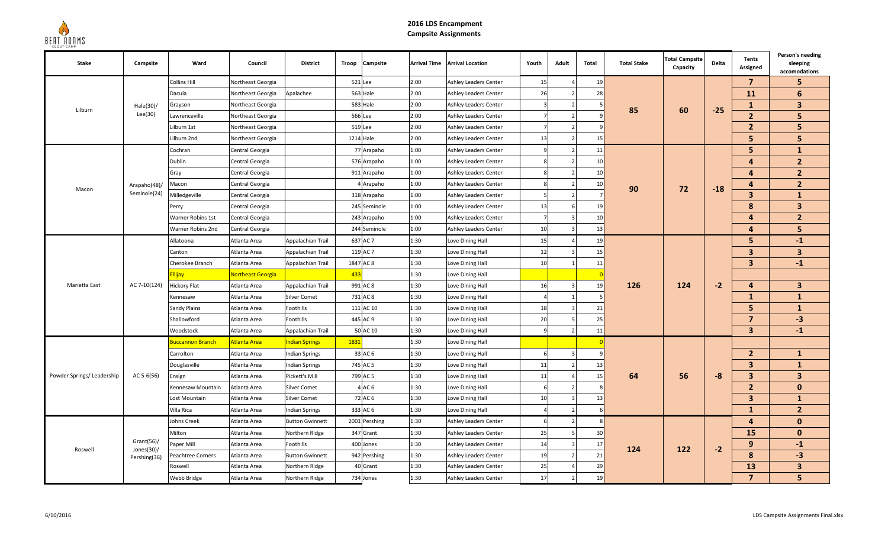# 2016 LDS Encampment
## Campsite Assignments

| Stake | Campsite | Ward | Council | District | Troop | Campsite | Arrival Time | Arrival Location | Youth | Adult | Total | Total Stake | Total Campsite Capacity | Delta | Tents Assigned | Person's needing sleeping accomodations |
|---|---|---|---|---|---|---|---|---|---|---|---|---|---|---|---|---|
| Lilburn | Hale(30)/ Lee(30) | Collins Hill | Northeast Georgia | | 521 | Lee | 2:00 | Ashley Leaders Center | 15 | 4 | 19 | 85 | 60 | -25 | **7** | **5** |
| | | Dacula | Northeast Georgia | Apalachee | 563 | Hale | 2:00 | Ashley Leaders Center | 26 | 2 | 28 | | | | **11** | **6** |
| | | Grayson | Northeast Georgia | | 583 | Hale | 2:00 | Ashley Leaders Center | 3 | 2 | 5 | | | | **1** | **3** |
| | | Lawrenceville | Northeast Georgia | | 566 | Lee | 2:00 | Ashley Leaders Center | 7 | 2 | 9 | | | | **2** | **5** |
| | | Lilburn 1st | Northeast Georgia | | 519 | Lee | 2:00 | Ashley Leaders Center | 7 | 2 | 9 | | | | **2** | **5** |
| | | Lilburn 2nd | Northeast Georgia | | 1214 | Hale | 2:00 | Ashley Leaders Center | 13 | 2 | 15 | | | | **5** | **5** |
| Macon | Arapaho(48)/ Seminole(24) | Cochran | Central Georgia | | 77 | Arapaho | 1:00 | Ashley Leaders Center | 9 | 2 | 11 | 90 | 72 | -18 | **5** | **1** |
| | | Dublin | Central Georgia | | 576 | Arapaho | 1:00 | Ashley Leaders Center | 8 | 2 | 10 | | | | **4** | **2** |
| | | Gray | Central Georgia | | 911 | Arapaho | 1:00 | Ashley Leaders Center | 8 | 2 | 10 | | | | **4** | **2** |
| | | Macon | Central Georgia | | 4 | Arapaho | 1:00 | Ashley Leaders Center | 8 | 2 | 10 | | | | **4** | **2** |
| | | Milledgeville | Central Georgia | | 318 | Arapaho | 1:00 | Ashley Leaders Center | 5 | 2 | 7 | | | | **3** | **1** |
| | | Perry | Central Georgia | | 245 | Seminole | 1:00 | Ashley Leaders Center | 13 | 6 | 19 | | | | **8** | **3** |
| | | Warner Robins 1st | Central Georgia | | 243 | Arapaho | 1:00 | Ashley Leaders Center | 7 | 3 | 10 | | | | **4** | **2** |
| | | Warner Robins 2nd | Central Georgia | | 244 | Seminole | 1:00 | Ashley Leaders Center | 10 | 3 | 13 | | | | **4** | **5** |
| Marietta East | AC 7-10(124) | Allatoona | Atlanta Area | Appalachian Trail | 637 | AC 7 | 1:30 | Love Dining Hall | 15 | 4 | 19 | 126 | 124 | -2 | **5** | **-1** |
| | | Canton | Atlanta Area | Appalachian Trail | 119 | AC 7 | 1:30 | Love Dining Hall | 12 | 3 | 15 | | | | **3** | **3** |
| | | Cherokee Branch | Atlanta Area | Appalachian Trail | 1847 | AC 8 | 1:30 | Love Dining Hall | 10 | 1 | 11 | | | | **3** | **-1** |
| | | Ellijay | Northeast Georgia | | 433 | | 1:30 | Love Dining Hall | | | 0 | | | | | |
| | | Hickory Flat | Atlanta Area | Appalachian Trail | 991 | AC 8 | 1:30 | Love Dining Hall | 16 | 3 | 19 | | | | **4** | **3** |
| | | Kennesaw | Atlanta Area | Silver Comet | 731 | AC 8 | 1:30 | Love Dining Hall | 4 | 1 | 5 | | | | **1** | **1** |
| | | Sandy Plains | Atlanta Area | Foothills | 111 | AC 10 | 1:30 | Love Dining Hall | 18 | 3 | 21 | | | | **5** | **1** |
| | | Shallowford | Atlanta Area | Foothills | 445 | AC 9 | 1:30 | Love Dining Hall | 20 | 5 | 25 | | | | **7** | **-3** |
| | | Woodstock | Atlanta Area | Appalachian Trail | 50 | AC 10 | 1:30 | Love Dining Hall | 9 | 2 | 11 | | | | **3** | **-1** |
| Powder Springs/ Leadership | AC 5-6(56) | Buccannon Branch | Atlanta Area | Indian Springs | 1831 | | 1:30 | Love Dining Hall | | | 0 | 64 | 56 | -8 | | |
| | | Carrolton | Atlanta Area | Indian Springs | 33 | AC 6 | 1:30 | Love Dining Hall | 6 | 3 | 9 | | | | **2** | **1** |
| | | Douglasville | Atlanta Area | Indian Springs | 745 | AC 5 | 1:30 | Love Dining Hall | 11 | 2 | 13 | | | | **3** | **1** |
| | | Ensign | Atlanta Area | Pickett's Mill | 799 | AC 5 | 1:30 | Love Dining Hall | 11 | 4 | 15 | | | | **3** | **3** |
| | | Kennesaw Mountain | Atlanta Area | Silver Comet | 4 | AC 6 | 1:30 | Love Dining Hall | 6 | 2 | 8 | | | | **2** | **0** |
| | | Lost Mountain | Atlanta Area | Silver Comet | 72 | AC 6 | 1:30 | Love Dining Hall | 10 | 3 | 13 | | | | **3** | **1** |
| | | Villa Rica | Atlanta Area | Indian Springs | 333 | AC 6 | 1:30 | Love Dining Hall | 4 | 2 | 6 | | | | **1** | **2** |
| Roswell | Grant(56)/ Jones(30)/ Pershing(36) | Johns Creek | Atlanta Area | Button Gwinnett | 2001 | Pershing | 1:30 | Ashley Leaders Center | 6 | 2 | 8 | 124 | 122 | -2 | **4** | **0** |
| | | Milton | Atlanta Area | Northern Ridge | 347 | Grant | 1:30 | Ashley Leaders Center | 25 | 5 | 30 | | | | **15** | **0** |
| | | Paper Mill | Atlanta Area | Foothills | 400 | Jones | 1:30 | Ashley Leaders Center | 14 | 3 | 17 | | | | **9** | **-1** |
| | | Peachtree Corners | Atlanta Area | Button Gwinnett | 942 | Pershing | 1:30 | Ashley Leaders Center | 19 | 2 | 21 | | | | **8** | **-3** |
| | | Roswell | Atlanta Area | Northern Ridge | 40 | Grant | 1:30 | Ashley Leaders Center | 25 | 4 | 29 | | | | **13** | **3** |
| | | Webb Bridge | Atlanta Area | Northern Ridge | 734 | Jones | 1:30 | Ashley Leaders Center | 17 | 2 | 19 | | | | **7** | **5** |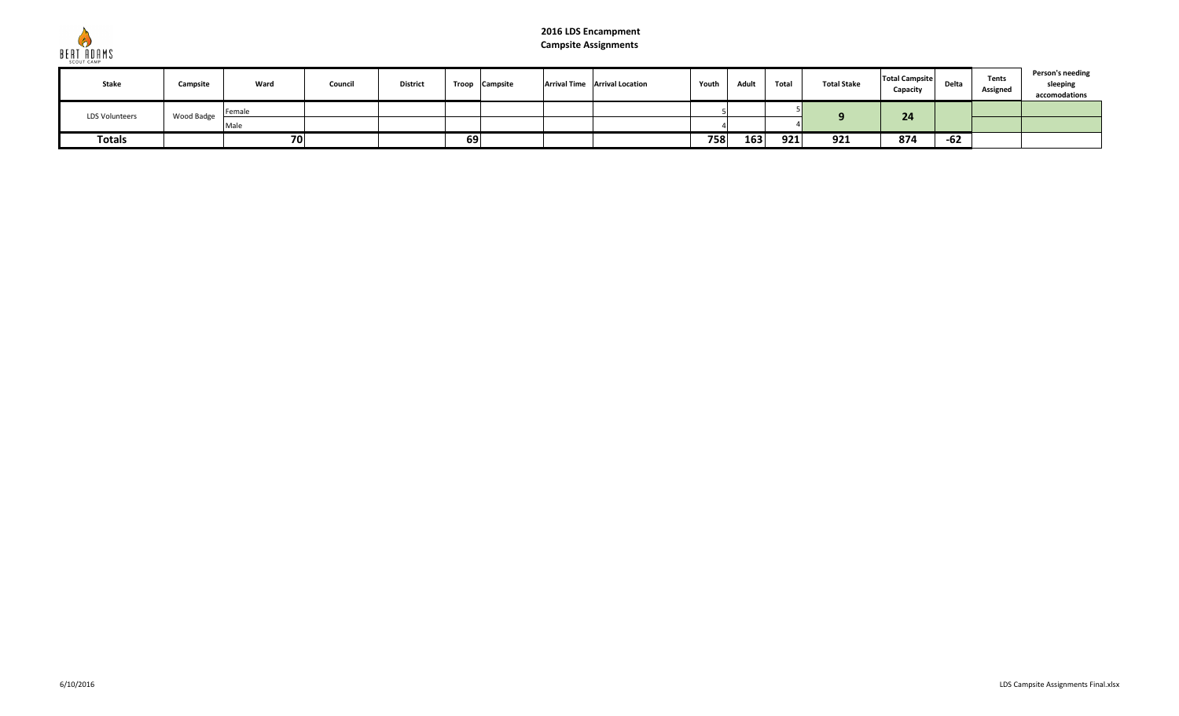## 2016 LDS Encampment
### Campsite Assignments

| Stake | Campsite | Ward | Council | District | Troop | Campsite | Arrival Time | Arrival Location | Youth | Adult | Total | Total Stake | Total Campsite Capacity | Delta | Tents Assigned | Person's needing sleeping accomodations |
|---|---|---|---|---|---|---|---|---|---|---|---|---|---|---|---|---|
| LDS Volunteers | Wood Badge | Female | | | | | | | 5 | | 5 | 9 | 24 | | | |
| | | Male | | | | | | | 4 | | 4 | | | | | |
| **Totals** | | **70** | | | **69** | | | | **758** | **163** | **921** | **921** | **874** | **-62** | | |

6/10/2016

LDS Campsite Assignments Final.xlsx